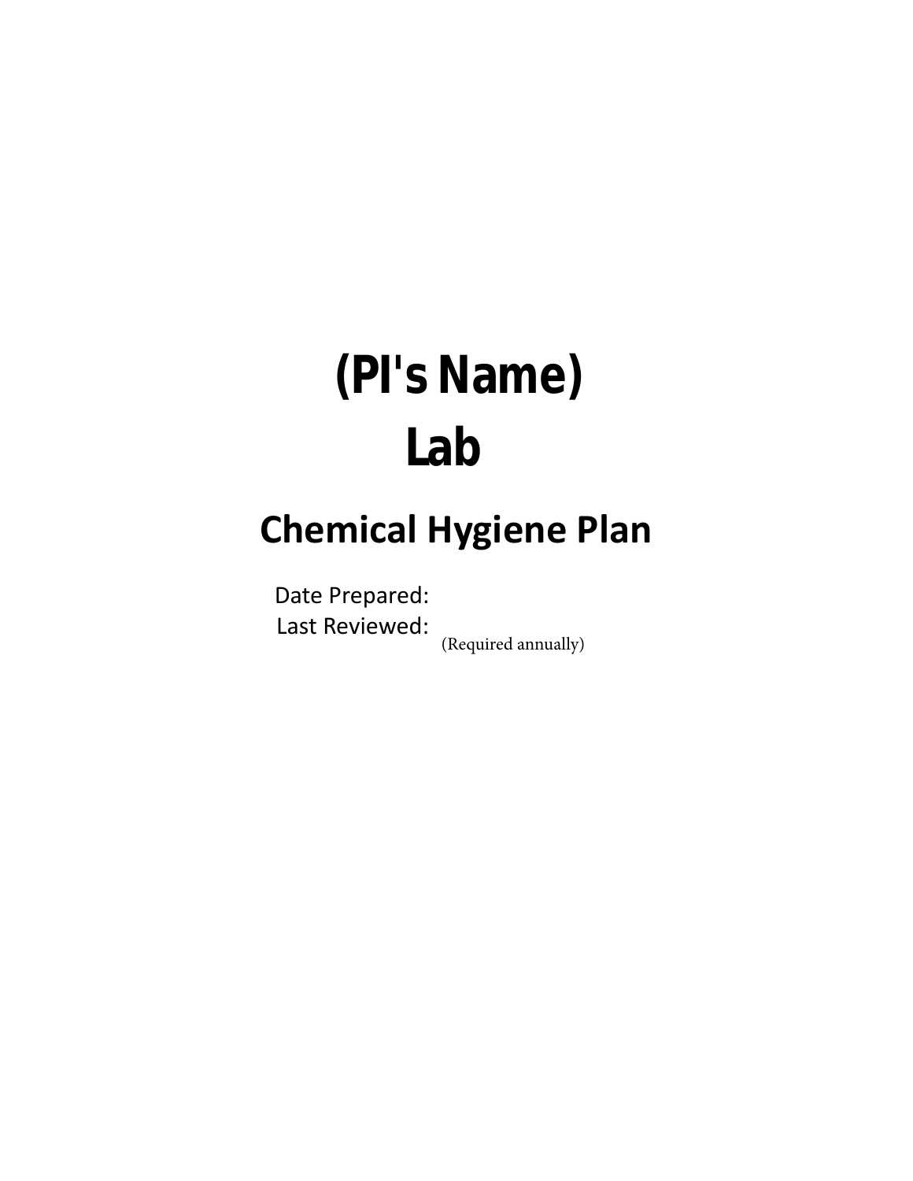# (PI's Name) Lab

## Chemical Hygiene Plan

Date Prepared:

Last Reviewed: (Required annually)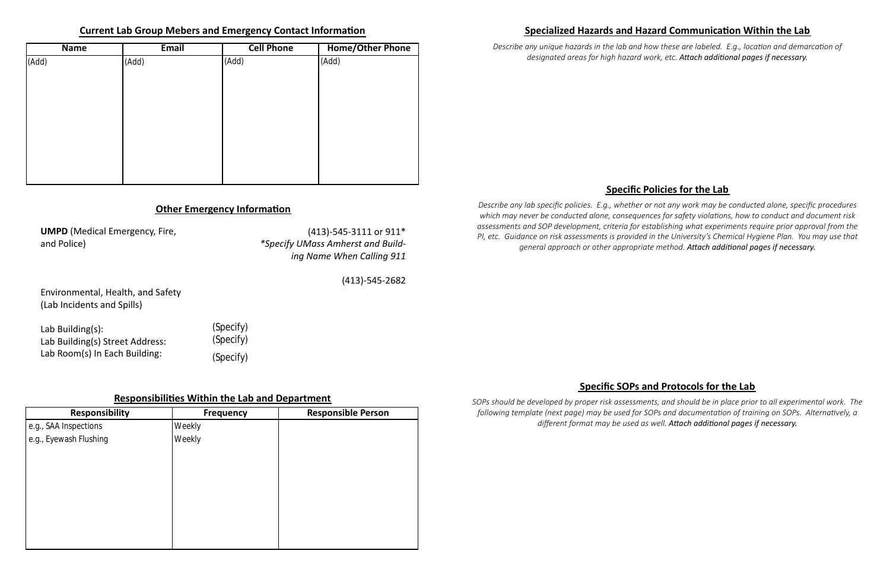## Current Lab Group Mebers and Emergency Contact Information

| Name | Email | Cell Phone | Home/Other Phone |
|---|---|---|---|
| (Add) | (Add) | (Add) | (Add) |

## Other Emergency Information

**UMPD** (Medical Emergency, Fire, and Police) — (413)-545-3111 or 911*

*\*Specify UMass Amherst and Building Name When Calling 911*

Environmental, Health, and Safety (Lab Incidents and Spills) — (413)-545-2682

Lab Building(s): (Specify)
Lab Building(s) Street Address: (Specify)
Lab Room(s) In Each Building: (Specify)

## Responsibilities Within the Lab and Department

| Responsibility | Frequency | Responsible Person |
|---|---|---|
| e.g., SAA Inspections | Weekly | |
| e.g., Eyewash Flushing | Weekly | |

## Specialized Hazards and Hazard Communication Within the Lab

*Describe any unique hazards in the lab and how these are labeled. E.g., location and demarcation of designated areas for high hazard work, etc.* ***Attach additional pages if necessary.***

## Specific Policies for the Lab

*Describe any lab specific policies. E.g., whether or not any work may be conducted alone, specific procedures which may never be conducted alone, consequences for safety violations, how to conduct and document risk assessments and SOP development, criteria for establishing what experiments require prior approval from the PI, etc. Guidance on risk assessments is provided in the University's Chemical Hygiene Plan. You may use that general approach or other appropriate method.* ***Attach additional pages if necessary.***

## Specific SOPs and Protocols for the Lab

*SOPs should be developed by proper risk assessments, and should be in place prior to all experimental work. The following template (next page) may be used for SOPs and documentation of training on SOPs. Alternatively, a different format may be used as well.* ***Attach additional pages if necessary.***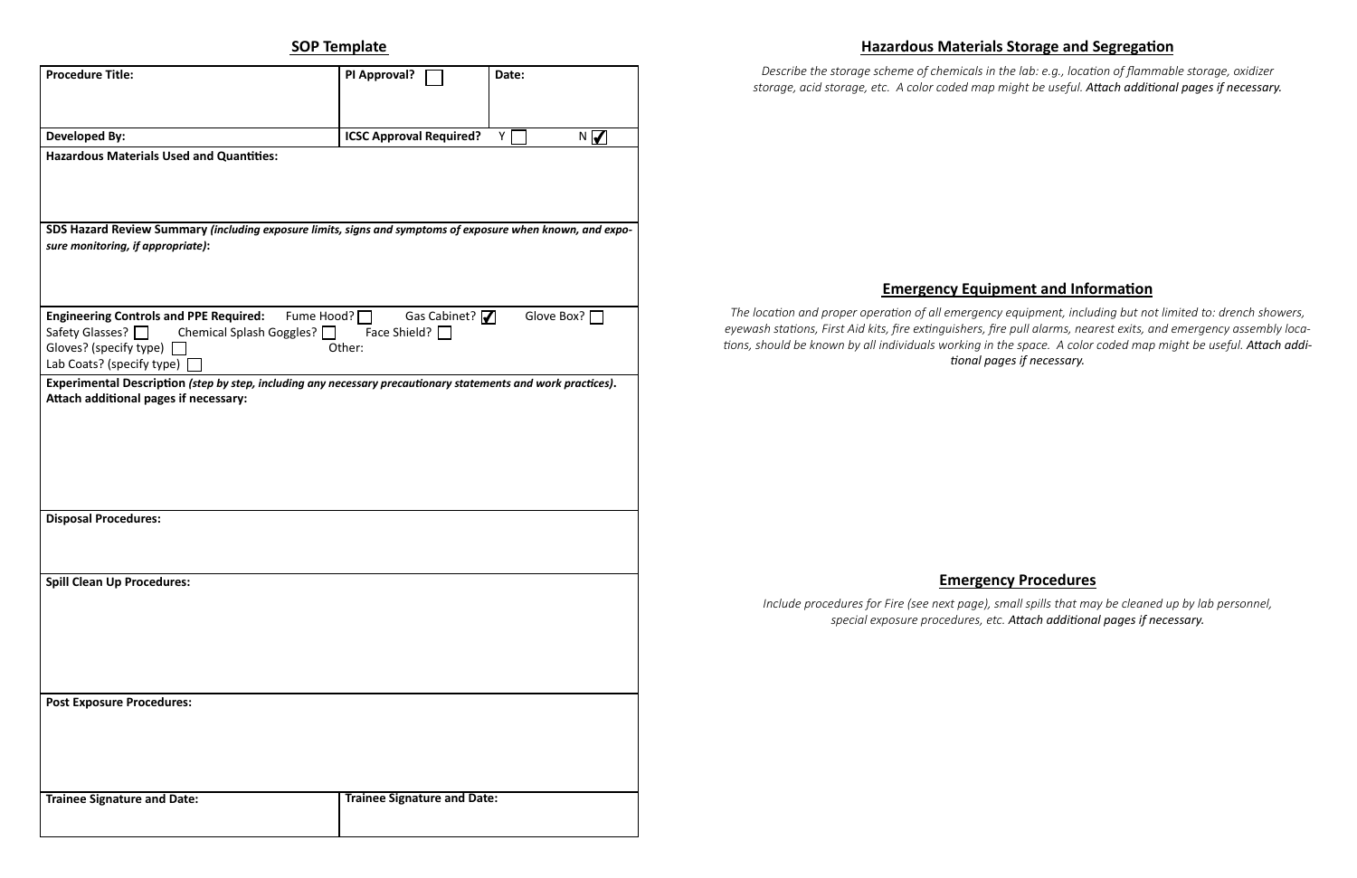## SOP Template

| Procedure Title: | PI Approval? ☐ | Date: |
|---|---|---|
| **Developed By:** | **ICSC Approval Required?** Y ☐ | N ☑ |
| **Hazardous Materials Used and Quantities:** | | |
| **SDS Hazard Review Summary** *(including exposure limits, signs and symptoms of exposure when known, and exposure monitoring, if appropriate)*: | | |
| **Engineering Controls and PPE Required:** Fume Hood? ☐ Gas Cabinet? ☑ Glove Box? ☐ Safety Glasses? ☐ Chemical Splash Goggles? ☐ Face Shield? ☐ Gloves? (specify type) ☐ Other: Lab Coats? (specify type) ☐ | | |
| **Experimental Description** *(step by step, including any necessary precautionary statements and work practices)*. **Attach additional pages if necessary:** | | |
| **Disposal Procedures:** | | |
| **Spill Clean Up Procedures:** | | |
| **Post Exposure Procedures:** | | |
| **Trainee Signature and Date:** | **Trainee Signature and Date:** | |

## Hazardous Materials Storage and Segregation

*Describe the storage scheme of chemicals in the lab: e.g., location of flammable storage, oxidizer storage, acid storage, etc. A color coded map might be useful.* ***Attach additional pages if necessary.***

## Emergency Equipment and Information

*The location and proper operation of all emergency equipment, including but not limited to: drench showers, eyewash stations, First Aid kits, fire extinguishers, fire pull alarms, nearest exits, and emergency assembly locations, should be known by all individuals working in the space. A color coded map might be useful.* ***Attach additional pages if necessary.***

## Emergency Procedures

*Include procedures for Fire (see next page), small spills that may be cleaned up by lab personnel, special exposure procedures, etc.* ***Attach additional pages if necessary.***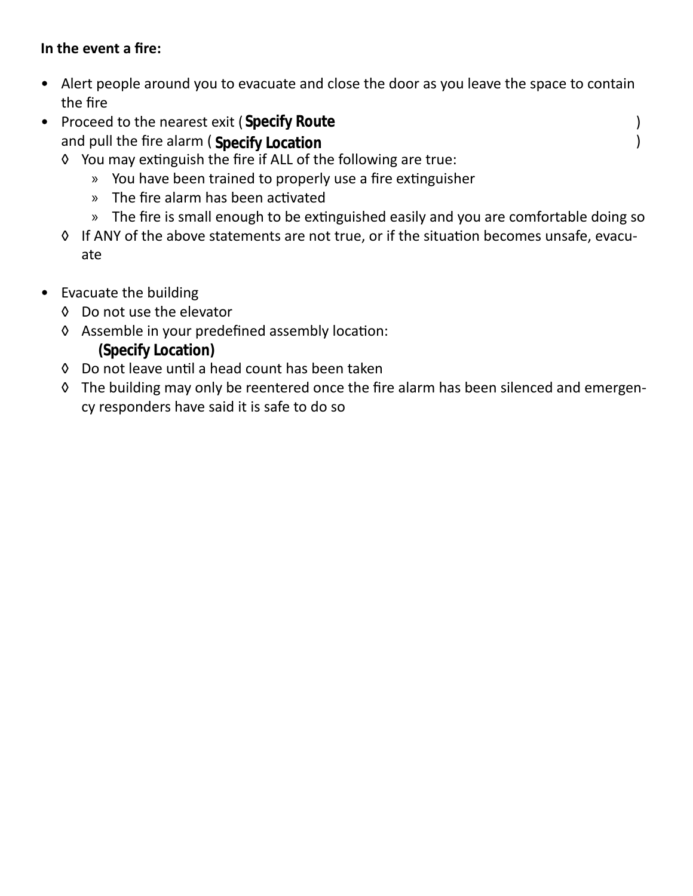**In the event a fire:**

- Alert people around you to evacuate and close the door as you leave the space to contain the fire
- Proceed to the nearest exit ( **Specify Route** ) and pull the fire alarm ( **Specify Location** )
  - ◊ You may extinguish the fire if ALL of the following are true:
    - » You have been trained to properly use a fire extinguisher
    - » The fire alarm has been activated
    - » The fire is small enough to be extinguished easily and you are comfortable doing so
  - ◊ If ANY of the above statements are not true, or if the situation becomes unsafe, evacuate

- Evacuate the building
  - ◊ Do not use the elevator
  - ◊ Assemble in your predefined assembly location:
    **(Specify Location)**
  - ◊ Do not leave until a head count has been taken
  - ◊ The building may only be reentered once the fire alarm has been silenced and emergency responders have said it is safe to do so